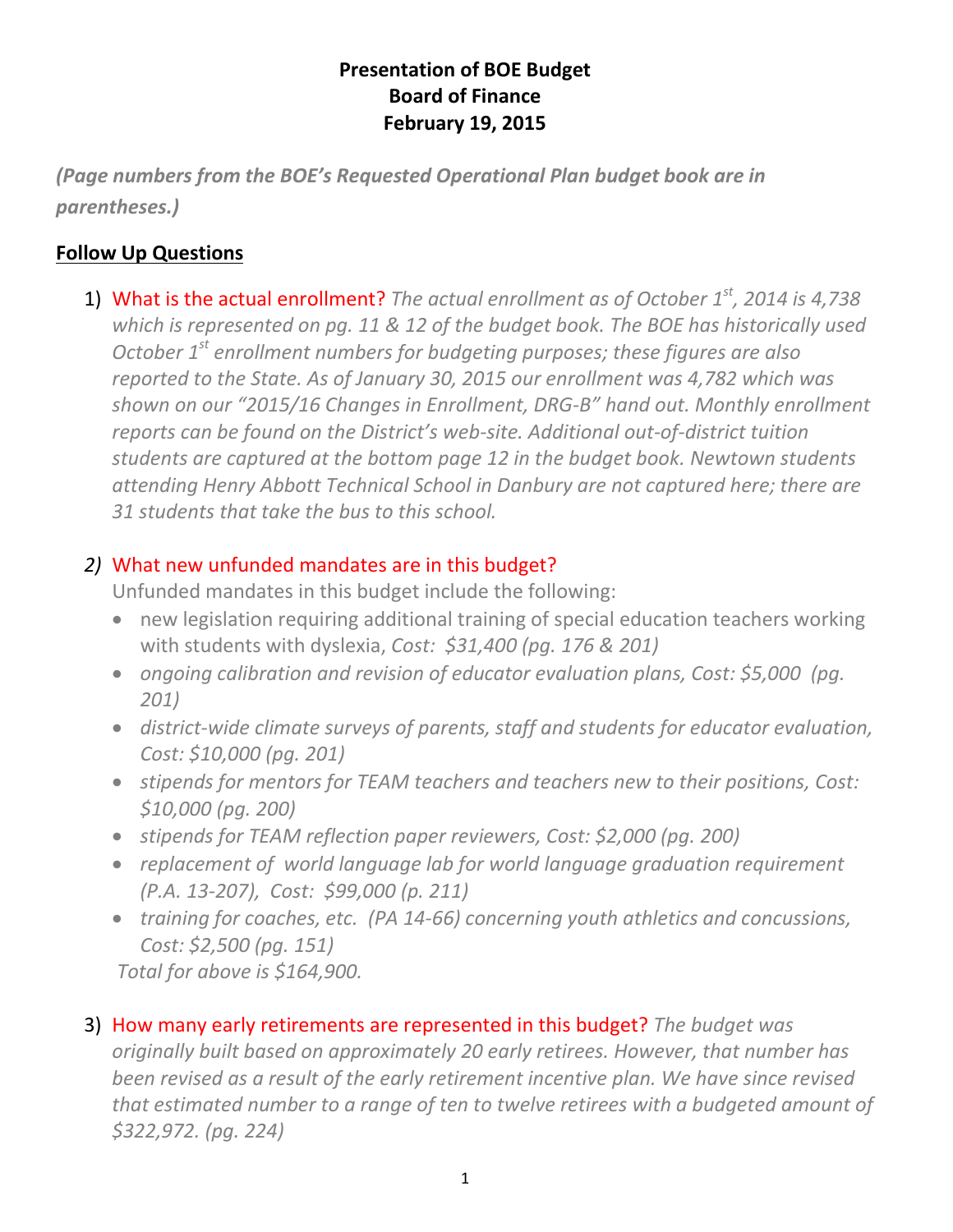**Presentation of BOE Budget**
**Board of Finance**
**February 19, 2015**

***(Page numbers from the BOE's Requested Operational Plan budget book are in parentheses.)***

## Follow Up Questions

1) What is the actual enrollment? *The actual enrollment as of October 1st, 2014 is 4,738 which is represented on pg. 11 & 12 of the budget book. The BOE has historically used October 1st enrollment numbers for budgeting purposes; these figures are also reported to the State. As of January 30, 2015 our enrollment was 4,782 which was shown on our "2015/16 Changes in Enrollment, DRG-B" hand out. Monthly enrollment reports can be found on the District's web-site. Additional out-of-district tuition students are captured at the bottom page 12 in the budget book. Newtown students attending Henry Abbott Technical School in Danbury are not captured here; there are 31 students that take the bus to this school.*

2) What new unfunded mandates are in this budget?
   Unfunded mandates in this budget include the following:
   - new legislation requiring additional training of special education teachers working with students with dyslexia, *Cost: $31,400 (pg. 176 & 201)*
   - *ongoing calibration and revision of educator evaluation plans, Cost: $5,000 (pg. 201)*
   - *district-wide climate surveys of parents, staff and students for educator evaluation, Cost: $10,000 (pg. 201)*
   - *stipends for mentors for TEAM teachers and teachers new to their positions, Cost: $10,000 (pg. 200)*
   - *stipends for TEAM reflection paper reviewers, Cost: $2,000 (pg. 200)*
   - *replacement of world language lab for world language graduation requirement (P.A. 13-207), Cost: $99,000 (p. 211)*
   - *training for coaches, etc. (PA 14-66) concerning youth athletics and concussions, Cost: $2,500 (pg. 151)*

   *Total for above is $164,900.*

3) How many early retirements are represented in this budget? *The budget was originally built based on approximately 20 early retirees. However, that number has been revised as a result of the early retirement incentive plan. We have since revised that estimated number to a range of ten to twelve retirees with a budgeted amount of $322,972. (pg. 224)*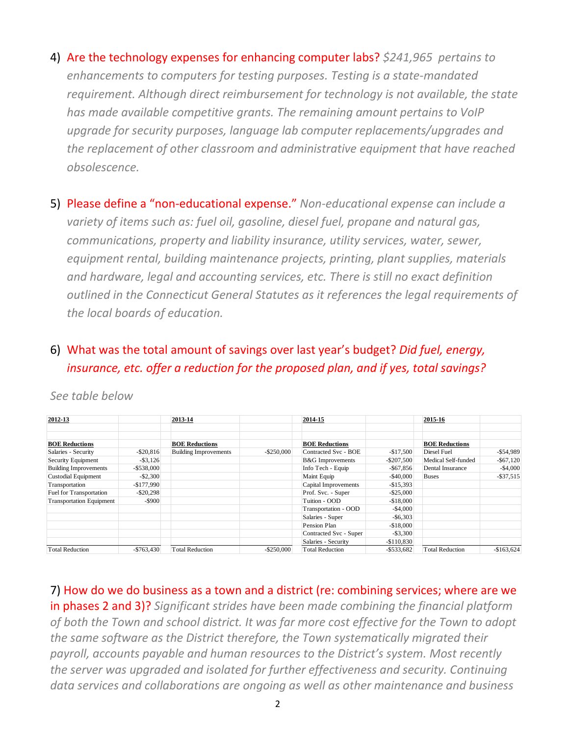4) Are the technology expenses for enhancing computer labs? *$241,965 pertains to enhancements to computers for testing purposes. Testing is a state-mandated requirement. Although direct reimbursement for technology is not available, the state has made available competitive grants. The remaining amount pertains to VoIP upgrade for security purposes, language lab computer replacements/upgrades and the replacement of other classroom and administrative equipment that have reached obsolescence.*

5) Please define a "non-educational expense." *Non-educational expense can include a variety of items such as: fuel oil, gasoline, diesel fuel, propane and natural gas, communications, property and liability insurance, utility services, water, sewer, equipment rental, building maintenance projects, printing, plant supplies, materials and hardware, legal and accounting services, etc. There is still no exact definition outlined in the Connecticut General Statutes as it references the legal requirements of the local boards of education.*

6) What was the total amount of savings over last year's budget? *Did fuel, energy, insurance, etc. offer a reduction for the proposed plan, and if yes, total savings?*

*See table below*

| 2012-13 | | 2013-14 | | 2014-15 | | 2015-16 | |
|---|---|---|---|---|---|---|---|
| **BOE Reductions** | | **BOE Reductions** | | **BOE Reductions** | | **BOE Reductions** | |
| Salaries - Security | -$20,816 | Building Improvements | -$250,000 | Contracted Svc - BOE | -$17,500 | Diesel Fuel | -$54,989 |
| Security Equipment | -$3,126 | | | B&G Improvements | -$207,500 | Medical Self-funded | -$67,120 |
| Building Improvements | -$538,000 | | | Info Tech - Equip | -$67,856 | Dental Insurance | -$4,000 |
| Custodial Equipment | -$2,300 | | | Maint Equip | -$40,000 | Buses | -$37,515 |
| Transportation | -$177,990 | | | Capital Improvements | -$15,393 | | |
| Fuel for Transportation | -$20,298 | | | Prof. Svc. - Super | -$25,000 | | |
| Transportation Equipment | -$900 | | | Tuition - OOD | -$18,000 | | |
| | | | | Transportation - OOD | -$4,000 | | |
| | | | | Salaries - Super | -$6,303 | | |
| | | | | Pension Plan | -$18,000 | | |
| | | | | Contracted Svc - Super | -$3,300 | | |
| | | | | Salaries - Security | -$110,830 | | |
| Total Reduction | -$763,430 | Total Reduction | -$250,000 | Total Reduction | -$533,682 | Total Reduction | -$163,624 |

7) How do we do business as a town and a district (re: combining services; where are we in phases 2 and 3)? *Significant strides have been made combining the financial platform of both the Town and school district. It was far more cost effective for the Town to adopt the same software as the District therefore, the Town systematically migrated their payroll, accounts payable and human resources to the District's system. Most recently the server was upgraded and isolated for further effectiveness and security. Continuing data services and collaborations are ongoing as well as other maintenance and business*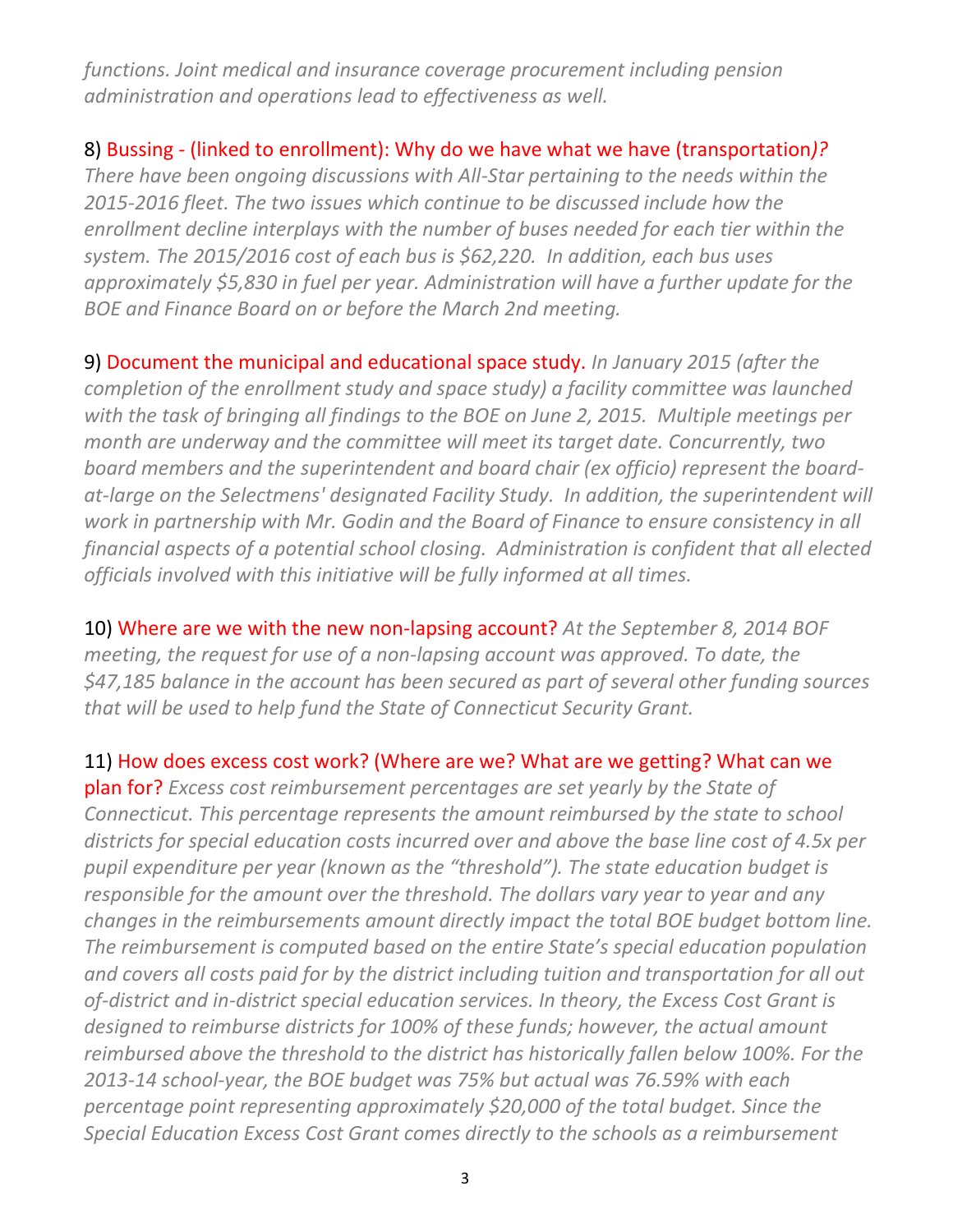*functions. Joint medical and insurance coverage procurement including pension administration and operations lead to effectiveness as well.*

8) Bussing - (linked to enrollment): Why do we have what we have (transportation*)?* *There have been ongoing discussions with All-Star pertaining to the needs within the 2015-2016 fleet. The two issues which continue to be discussed include how the enrollment decline interplays with the number of buses needed for each tier within the system. The 2015/2016 cost of each bus is $62,220. In addition, each bus uses approximately $5,830 in fuel per year. Administration will have a further update for the BOE and Finance Board on or before the March 2nd meeting.*

9) Document the municipal and educational space study. *In January 2015 (after the completion of the enrollment study and space study) a facility committee was launched with the task of bringing all findings to the BOE on June 2, 2015. Multiple meetings per month are underway and the committee will meet its target date. Concurrently, two board members and the superintendent and board chair (ex officio) represent the board-at-large on the Selectmens' designated Facility Study. In addition, the superintendent will work in partnership with Mr. Godin and the Board of Finance to ensure consistency in all financial aspects of a potential school closing. Administration is confident that all elected officials involved with this initiative will be fully informed at all times.*

10) Where are we with the new non-lapsing account? *At the September 8, 2014 BOF meeting, the request for use of a non-lapsing account was approved. To date, the $47,185 balance in the account has been secured as part of several other funding sources that will be used to help fund the State of Connecticut Security Grant.*

11) How does excess cost work? (Where are we? What are we getting? What can we plan for? *Excess cost reimbursement percentages are set yearly by the State of Connecticut. This percentage represents the amount reimbursed by the state to school districts for special education costs incurred over and above the base line cost of 4.5x per pupil expenditure per year (known as the "threshold"). The state education budget is responsible for the amount over the threshold. The dollars vary year to year and any changes in the reimbursements amount directly impact the total BOE budget bottom line. The reimbursement is computed based on the entire State's special education population and covers all costs paid for by the district including tuition and transportation for all out of-district and in-district special education services. In theory, the Excess Cost Grant is designed to reimburse districts for 100% of these funds; however, the actual amount reimbursed above the threshold to the district has historically fallen below 100%. For the 2013-14 school-year, the BOE budget was 75% but actual was 76.59% with each percentage point representing approximately $20,000 of the total budget. Since the Special Education Excess Cost Grant comes directly to the schools as a reimbursement*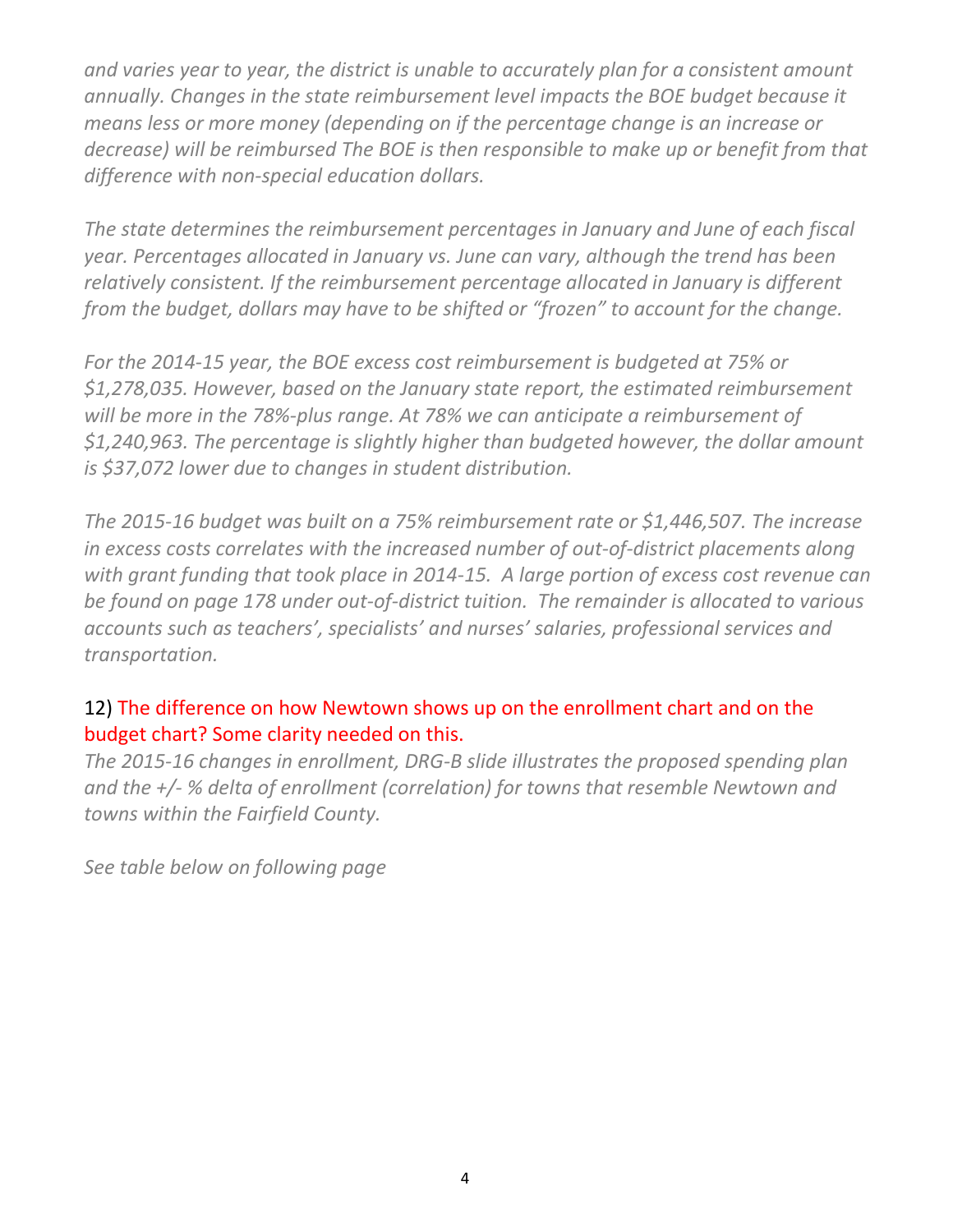*and varies year to year, the district is unable to accurately plan for a consistent amount annually. Changes in the state reimbursement level impacts the BOE budget because it means less or more money (depending on if the percentage change is an increase or decrease) will be reimbursed The BOE is then responsible to make up or benefit from that difference with non-special education dollars.*

*The state determines the reimbursement percentages in January and June of each fiscal year. Percentages allocated in January vs. June can vary, although the trend has been relatively consistent. If the reimbursement percentage allocated in January is different from the budget, dollars may have to be shifted or "frozen" to account for the change.*

*For the 2014-15 year, the BOE excess cost reimbursement is budgeted at 75% or $1,278,035. However, based on the January state report, the estimated reimbursement will be more in the 78%-plus range. At 78% we can anticipate a reimbursement of $1,240,963. The percentage is slightly higher than budgeted however, the dollar amount is $37,072 lower due to changes in student distribution.*

*The 2015-16 budget was built on a 75% reimbursement rate or $1,446,507. The increase in excess costs correlates with the increased number of out-of-district placements along with grant funding that took place in 2014-15. A large portion of excess cost revenue can be found on page 178 under out-of-district tuition. The remainder is allocated to various accounts such as teachers', specialists' and nurses' salaries, professional services and transportation.*

12) The difference on how Newtown shows up on the enrollment chart and on the budget chart? Some clarity needed on this.

*The 2015-16 changes in enrollment, DRG-B slide illustrates the proposed spending plan and the +/- % delta of enrollment (correlation) for towns that resemble Newtown and towns within the Fairfield County.*

*See table below on following page*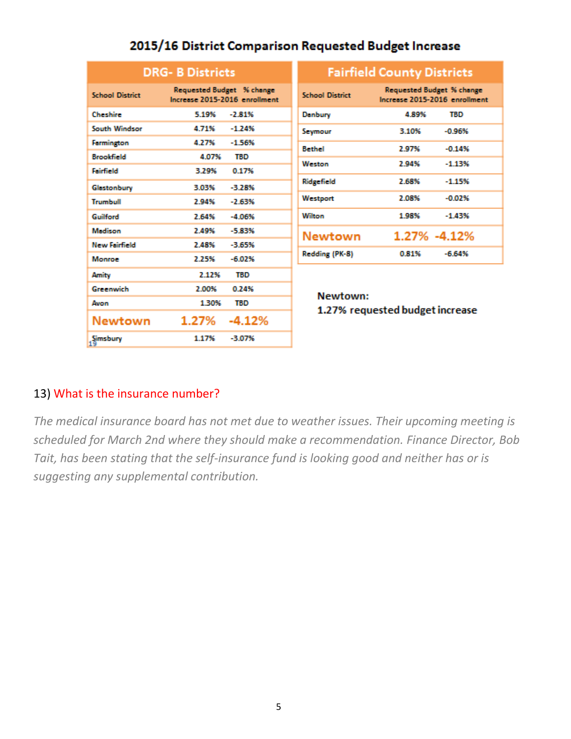# 2015/16 District Comparison Requested Budget Increase

| DRG- B Districts | | |
|---|---|---|
| School District | Requested Budget Increase 2015-2016 | % change enrollment |
| Cheshire | 5.19% | -2.81% |
| South Windsor | 4.71% | -1.24% |
| Farmington | 4.27% | -1.56% |
| Brookfield | 4.07% | TBD |
| Fairfield | 3.29% | 0.17% |
| Glastonbury | 3.03% | -3.28% |
| Trumbull | 2.94% | -2.63% |
| Guilford | 2.64% | -4.06% |
| Madison | 2.49% | -5.83% |
| New Fairfield | 2.48% | -3.65% |
| Monroe | 2.25% | -6.02% |
| Amity | 2.12% | TBD |
| Greenwich | 2.00% | 0.24% |
| Avon | 1.30% | TBD |
| **Newtown** | **1.27%** | **-4.12%** |
| Simsbury | 1.17% | -3.07% |

| Fairfield County Districts | | |
|---|---|---|
| School District | Requested Budget Increase 2015-2016 | % change enrollment |
| Danbury | 4.89% | TBD |
| Seymour | 3.10% | -0.96% |
| Bethel | 2.97% | -0.14% |
| Weston | 2.94% | -1.13% |
| Ridgefield | 2.68% | -1.15% |
| Westport | 2.08% | -0.02% |
| Wilton | 1.98% | -1.43% |
| **Newtown** | **1.27%** | **-4.12%** |
| Redding (PK-8) | 0.81% | -6.64% |

**Newtown:**
**1.27% requested budget increase**

13) What is the insurance number?

*The medical insurance board has not met due to weather issues. Their upcoming meeting is scheduled for March 2nd where they should make a recommendation. Finance Director, Bob Tait, has been stating that the self-insurance fund is looking good and neither has or is suggesting any supplemental contribution.*